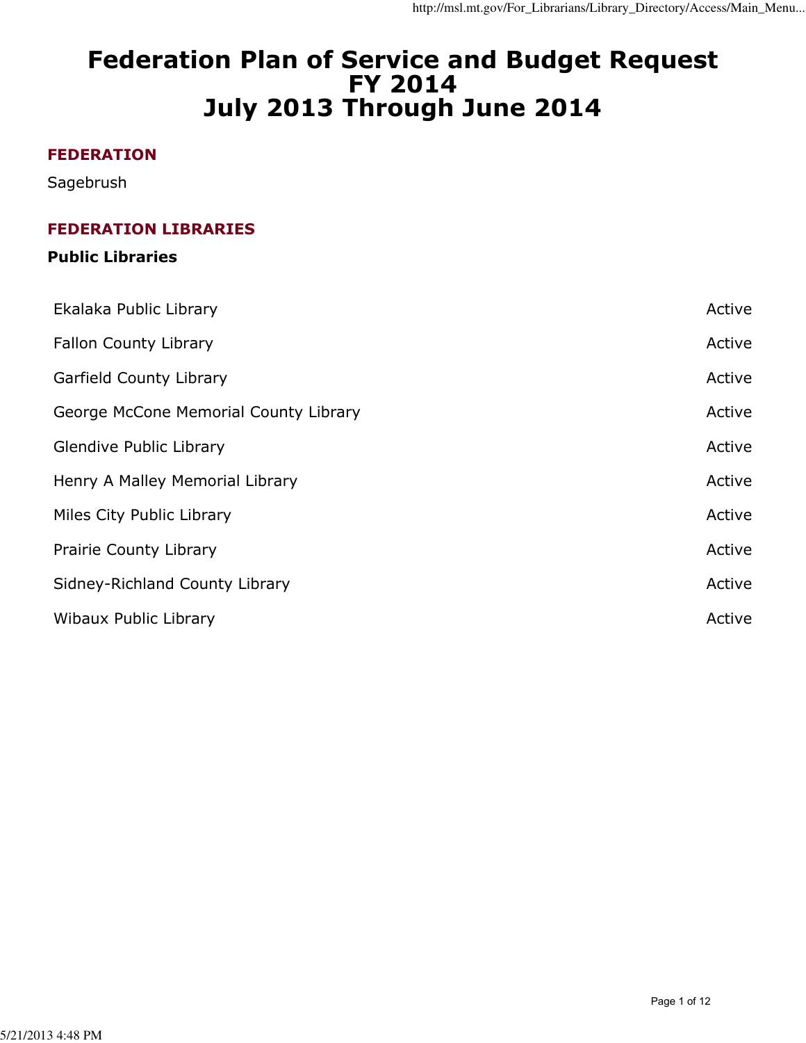# Federation Plan of Service and Budget Request FY 2014 July 2013 Through June 2014

## FEDERATION

Sagebrush

## FEDERATION LIBRARIES

### Public Libraries

| | |
|---|---|
| Ekalaka Public Library | Active |
| Fallon County Library | Active |
| Garfield County Library | Active |
| George McCone Memorial County Library | Active |
| Glendive Public Library | Active |
| Henry A Malley Memorial Library | Active |
| Miles City Public Library | Active |
| Prairie County Library | Active |
| Sidney-Richland County Library | Active |
| Wibaux Public Library | Active |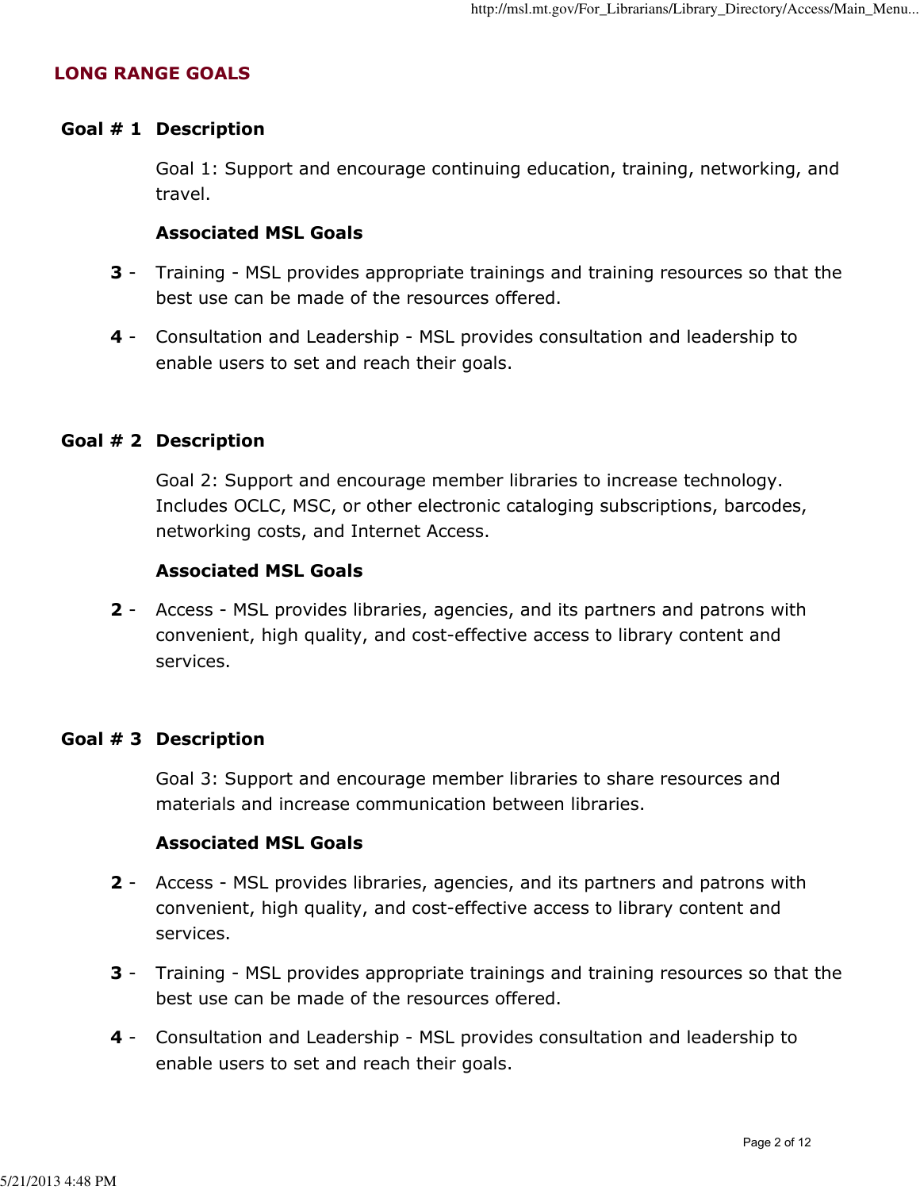## LONG RANGE GOALS

**Goal # 1** **Description**

Goal 1: Support and encourage continuing education, training, networking, and travel.

**Associated MSL Goals**

**3** - Training - MSL provides appropriate trainings and training resources so that the best use can be made of the resources offered.

**4** - Consultation and Leadership - MSL provides consultation and leadership to enable users to set and reach their goals.

**Goal # 2** **Description**

Goal 2: Support and encourage member libraries to increase technology. Includes OCLC, MSC, or other electronic cataloging subscriptions, barcodes, networking costs, and Internet Access.

**Associated MSL Goals**

**2** - Access - MSL provides libraries, agencies, and its partners and patrons with convenient, high quality, and cost-effective access to library content and services.

**Goal # 3** **Description**

Goal 3: Support and encourage member libraries to share resources and materials and increase communication between libraries.

**Associated MSL Goals**

**2** - Access - MSL provides libraries, agencies, and its partners and patrons with convenient, high quality, and cost-effective access to library content and services.

**3** - Training - MSL provides appropriate trainings and training resources so that the best use can be made of the resources offered.

**4** - Consultation and Leadership - MSL provides consultation and leadership to enable users to set and reach their goals.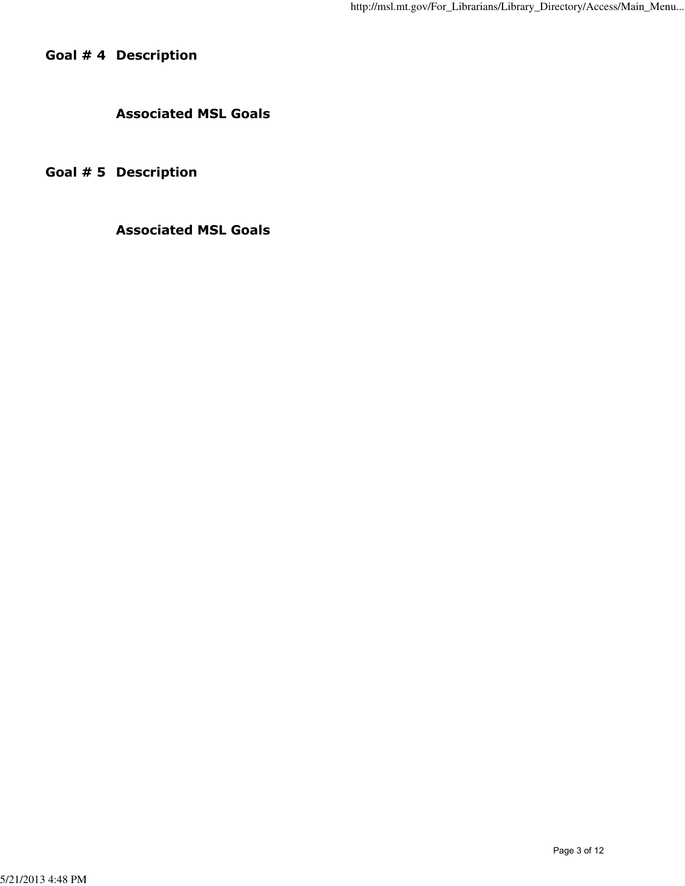**Goal # 4** **Description**

**Associated MSL Goals**

**Goal # 5** **Description**

**Associated MSL Goals**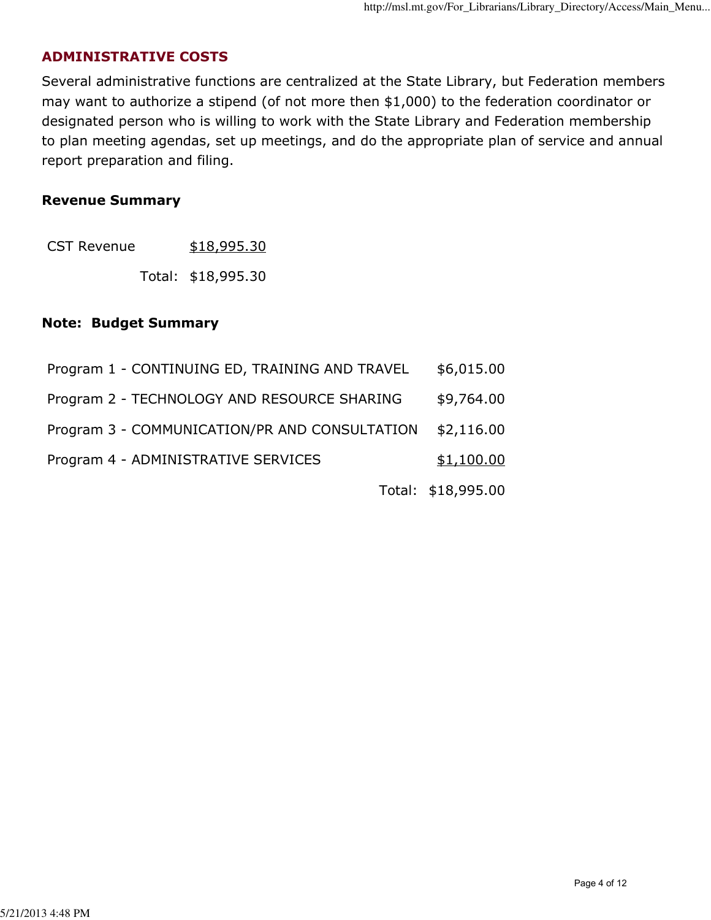## ADMINISTRATIVE COSTS

Several administrative functions are centralized at the State Library, but Federation members may want to authorize a stipend (of not more then $1,000) to the federation coordinator or designated person who is willing to work with the State Library and Federation membership to plan meeting agendas, set up meetings, and do the appropriate plan of service and annual report preparation and filing.

**Revenue Summary**

| | |
|---|---|
| CST Revenue | $18,995.30 |
| Total: | $18,995.30 |

**Note: Budget Summary**

| | |
|---|---|
| Program 1 - CONTINUING ED, TRAINING AND TRAVEL | $6,015.00 |
| Program 2 - TECHNOLOGY AND RESOURCE SHARING | $9,764.00 |
| Program 3 - COMMUNICATION/PR AND CONSULTATION | $2,116.00 |
| Program 4 - ADMINISTRATIVE SERVICES | $1,100.00 |
| Total: | $18,995.00 |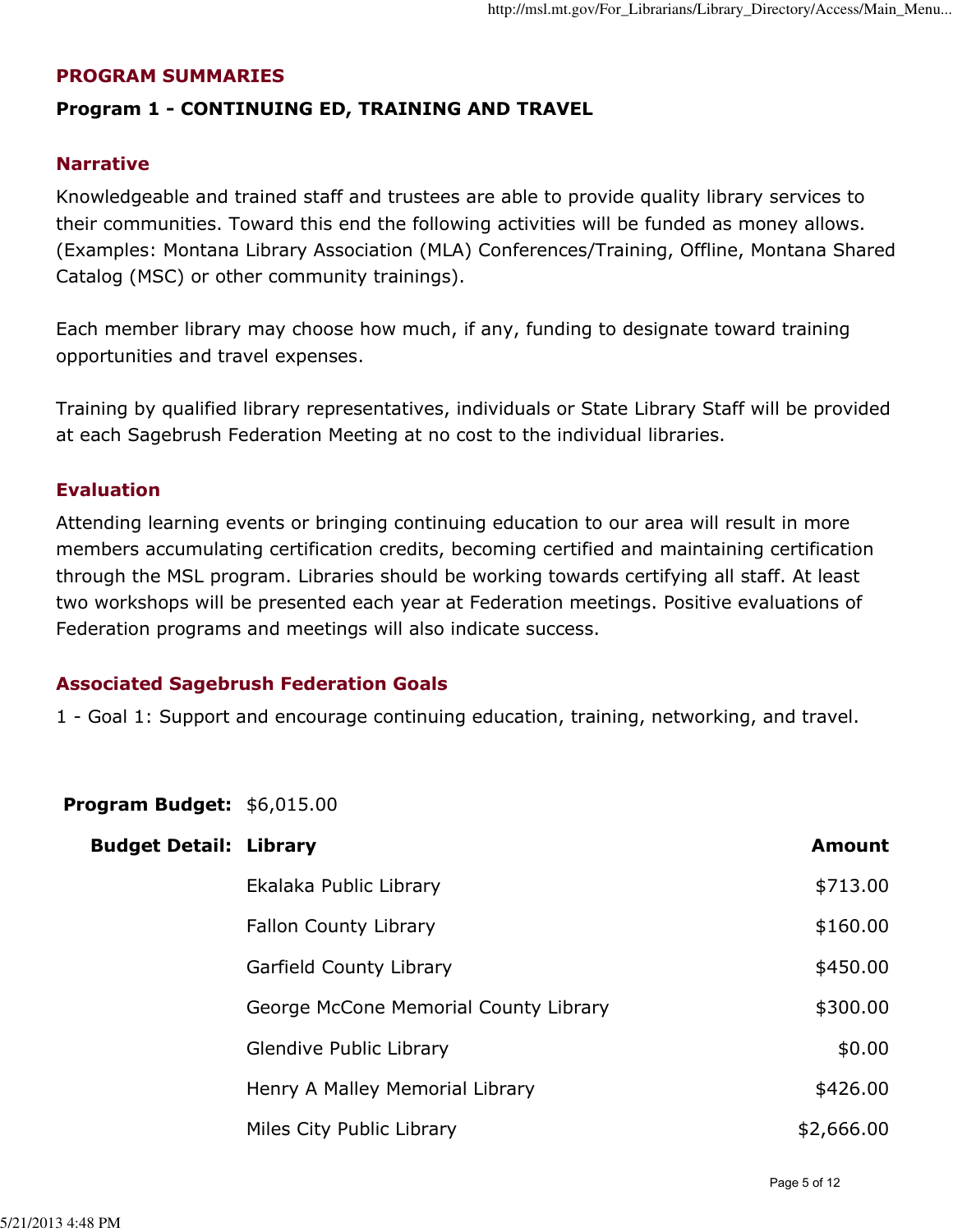## PROGRAM SUMMARIES

### Program 1 - CONTINUING ED, TRAINING AND TRAVEL

#### Narrative

Knowledgeable and trained staff and trustees are able to provide quality library services to their communities. Toward this end the following activities will be funded as money allows. (Examples: Montana Library Association (MLA) Conferences/Training, Offline, Montana Shared Catalog (MSC) or other community trainings).

Each member library may choose how much, if any, funding to designate toward training opportunities and travel expenses.

Training by qualified library representatives, individuals or State Library Staff will be provided at each Sagebrush Federation Meeting at no cost to the individual libraries.

#### Evaluation

Attending learning events or bringing continuing education to our area will result in more members accumulating certification credits, becoming certified and maintaining certification through the MSL program. Libraries should be working towards certifying all staff. At least two workshops will be presented each year at Federation meetings. Positive evaluations of Federation programs and meetings will also indicate success.

#### Associated Sagebrush Federation Goals

1 - Goal 1: Support and encourage continuing education, training, networking, and travel.

**Program Budget:** $6,015.00

| **Budget Detail:** | **Library** | **Amount** |
|---|---|---|
| | Ekalaka Public Library | $713.00 |
| | Fallon County Library | $160.00 |
| | Garfield County Library | $450.00 |
| | George McCone Memorial County Library | $300.00 |
| | Glendive Public Library | $0.00 |
| | Henry A Malley Memorial Library | $426.00 |
| | Miles City Public Library | $2,666.00 |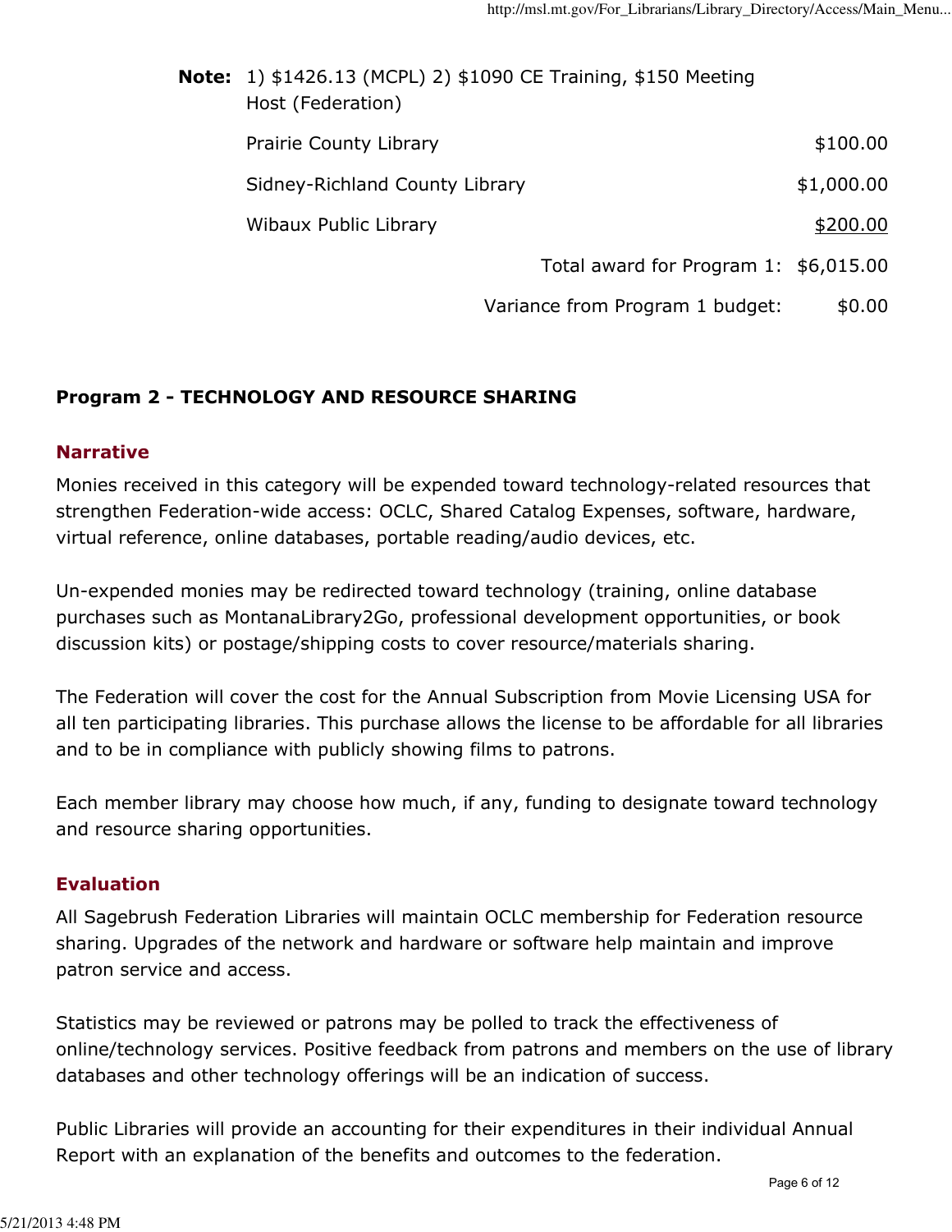**Note:** 1) $1426.13 (MCPL) 2) $1090 CE Training, $150 Meeting Host (Federation)

| | |
|---|---|
| Prairie County Library | $100.00 |
| Sidney-Richland County Library | $1,000.00 |
| Wibaux Public Library | $200.00 |
| Total award for Program 1: | $6,015.00 |
| Variance from Program 1 budget: | $0.00 |

**Program 2 - TECHNOLOGY AND RESOURCE SHARING**

### Narrative

Monies received in this category will be expended toward technology-related resources that strengthen Federation-wide access: OCLC, Shared Catalog Expenses, software, hardware, virtual reference, online databases, portable reading/audio devices, etc.

Un-expended monies may be redirected toward technology (training, online database purchases such as MontanaLibrary2Go, professional development opportunities, or book discussion kits) or postage/shipping costs to cover resource/materials sharing.

The Federation will cover the cost for the Annual Subscription from Movie Licensing USA for all ten participating libraries. This purchase allows the license to be affordable for all libraries and to be in compliance with publicly showing films to patrons.

Each member library may choose how much, if any, funding to designate toward technology and resource sharing opportunities.

### Evaluation

All Sagebrush Federation Libraries will maintain OCLC membership for Federation resource sharing. Upgrades of the network and hardware or software help maintain and improve patron service and access.

Statistics may be reviewed or patrons may be polled to track the effectiveness of online/technology services. Positive feedback from patrons and members on the use of library databases and other technology offerings will be an indication of success.

Public Libraries will provide an accounting for their expenditures in their individual Annual Report with an explanation of the benefits and outcomes to the federation.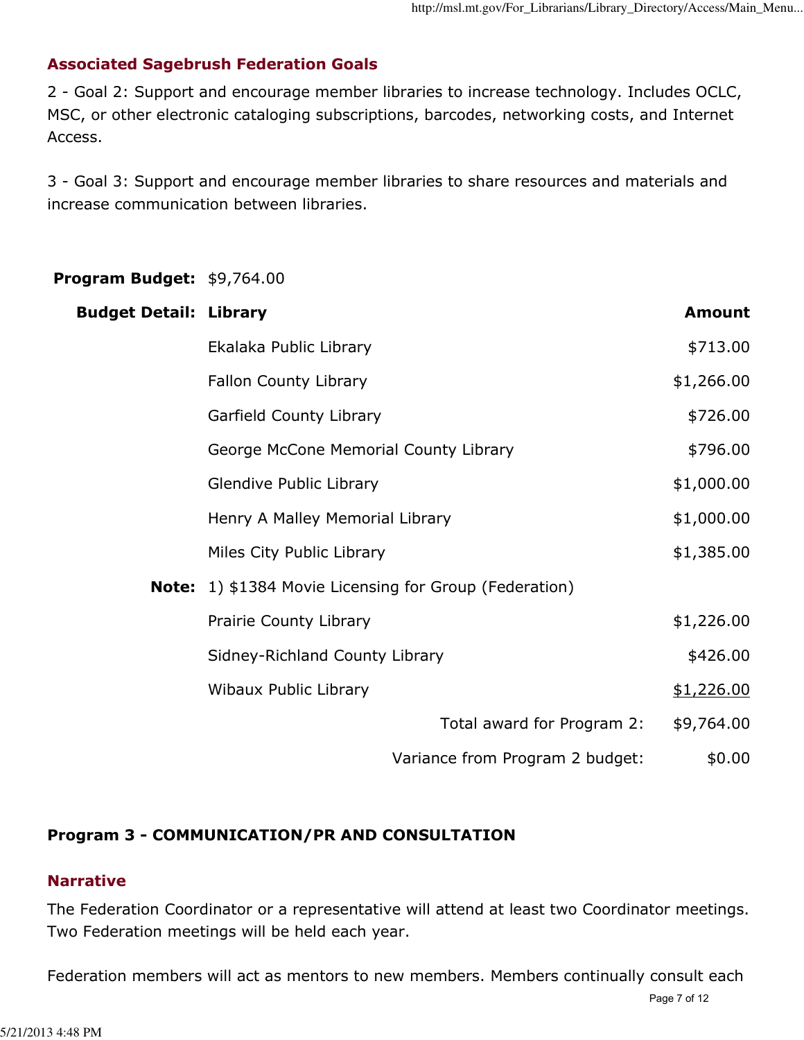### Associated Sagebrush Federation Goals

2 - Goal 2: Support and encourage member libraries to increase technology. Includes OCLC, MSC, or other electronic cataloging subscriptions, barcodes, networking costs, and Internet Access.

3 - Goal 3: Support and encourage member libraries to share resources and materials and increase communication between libraries.

**Program Budget:** $9,764.00

| **Budget Detail:** | **Library** | **Amount** |
|---|---|---|
| | Ekalaka Public Library | $713.00 |
| | Fallon County Library | $1,266.00 |
| | Garfield County Library | $726.00 |
| | George McCone Memorial County Library | $796.00 |
| | Glendive Public Library | $1,000.00 |
| | Henry A Malley Memorial Library | $1,000.00 |
| | Miles City Public Library | $1,385.00 |
| **Note:** | 1) $1384 Movie Licensing for Group (Federation) | |
| | Prairie County Library | $1,226.00 |
| | Sidney-Richland County Library | $426.00 |
| | Wibaux Public Library | $1,226.00 |
| | Total award for Program 2: | $9,764.00 |
| | Variance from Program 2 budget: | $0.00 |

## Program 3 - COMMUNICATION/PR AND CONSULTATION

### Narrative

The Federation Coordinator or a representative will attend at least two Coordinator meetings. Two Federation meetings will be held each year.

Federation members will act as mentors to new members. Members continually consult each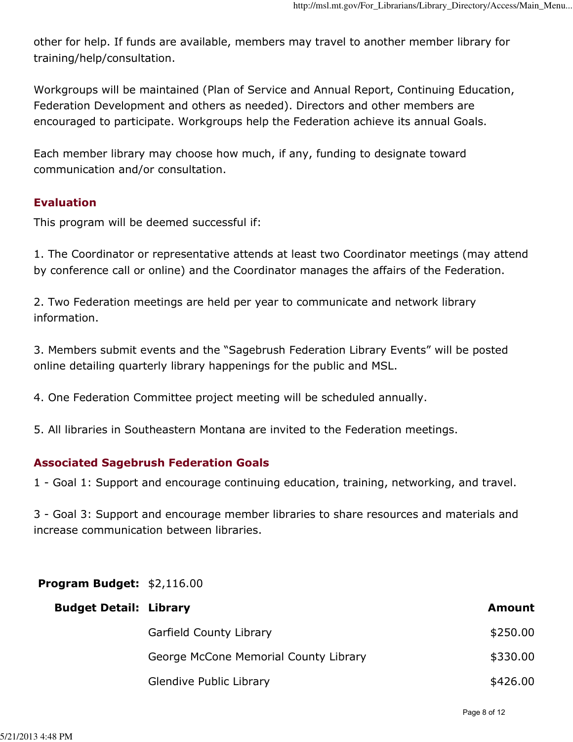other for help. If funds are available, members may travel to another member library for training/help/consultation.

Workgroups will be maintained (Plan of Service and Annual Report, Continuing Education, Federation Development and others as needed). Directors and other members are encouraged to participate. Workgroups help the Federation achieve its annual Goals.

Each member library may choose how much, if any, funding to designate toward communication and/or consultation.

### Evaluation

This program will be deemed successful if:

1. The Coordinator or representative attends at least two Coordinator meetings (may attend by conference call or online) and the Coordinator manages the affairs of the Federation.

2. Two Federation meetings are held per year to communicate and network library information.

3. Members submit events and the "Sagebrush Federation Library Events" will be posted online detailing quarterly library happenings for the public and MSL.

4. One Federation Committee project meeting will be scheduled annually.

5. All libraries in Southeastern Montana are invited to the Federation meetings.

### Associated Sagebrush Federation Goals

1 - Goal 1: Support and encourage continuing education, training, networking, and travel.

3 - Goal 3: Support and encourage member libraries to share resources and materials and increase communication between libraries.

**Program Budget:** $2,116.00

| **Budget Detail:** | **Library** | **Amount** |
|---|---|---|
| | Garfield County Library | $250.00 |
| | George McCone Memorial County Library | $330.00 |
| | Glendive Public Library | $426.00 |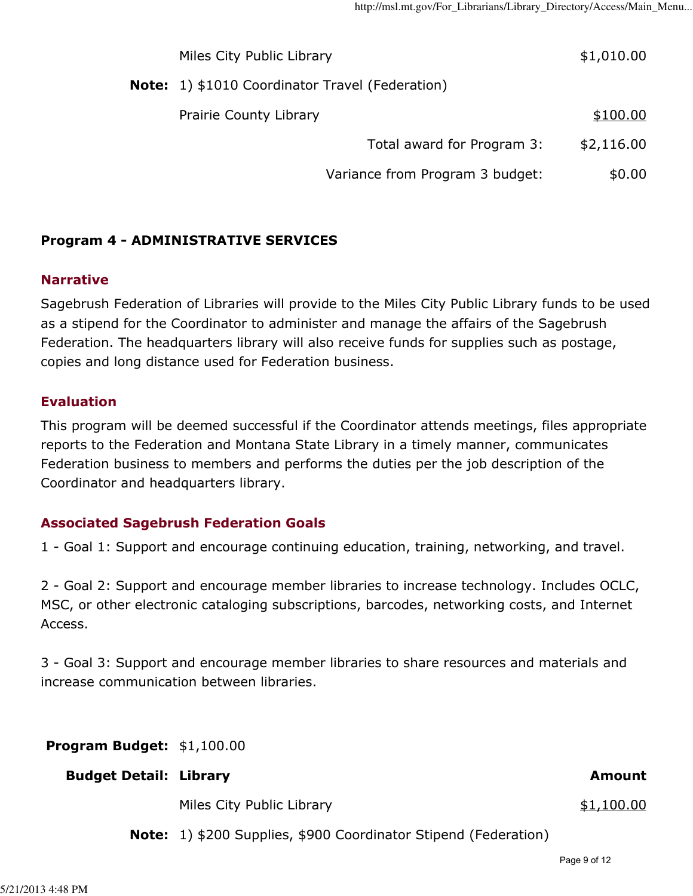| | | |
|---|---|---|
| | Miles City Public Library | $1,010.00 |
| **Note:** | 1) $1010 Coordinator Travel (Federation) | |
| | Prairie County Library | $100.00 |
| | Total award for Program 3: | $2,116.00 |
| | Variance from Program 3 budget: | $0.00 |

**Program 4 - ADMINISTRATIVE SERVICES**

### Narrative

Sagebrush Federation of Libraries will provide to the Miles City Public Library funds to be used as a stipend for the Coordinator to administer and manage the affairs of the Sagebrush Federation. The headquarters library will also receive funds for supplies such as postage, copies and long distance used for Federation business.

### Evaluation

This program will be deemed successful if the Coordinator attends meetings, files appropriate reports to the Federation and Montana State Library in a timely manner, communicates Federation business to members and performs the duties per the job description of the Coordinator and headquarters library.

### Associated Sagebrush Federation Goals

1 - Goal 1: Support and encourage continuing education, training, networking, and travel.

2 - Goal 2: Support and encourage member libraries to increase technology. Includes OCLC, MSC, or other electronic cataloging subscriptions, barcodes, networking costs, and Internet Access.

3 - Goal 3: Support and encourage member libraries to share resources and materials and increase communication between libraries.

**Program Budget:** $1,100.00

| **Budget Detail:** | **Library** | **Amount** |
|---|---|---|
| | Miles City Public Library | $1,100.00 |
| **Note:** | 1) $200 Supplies, $900 Coordinator Stipend (Federation) | |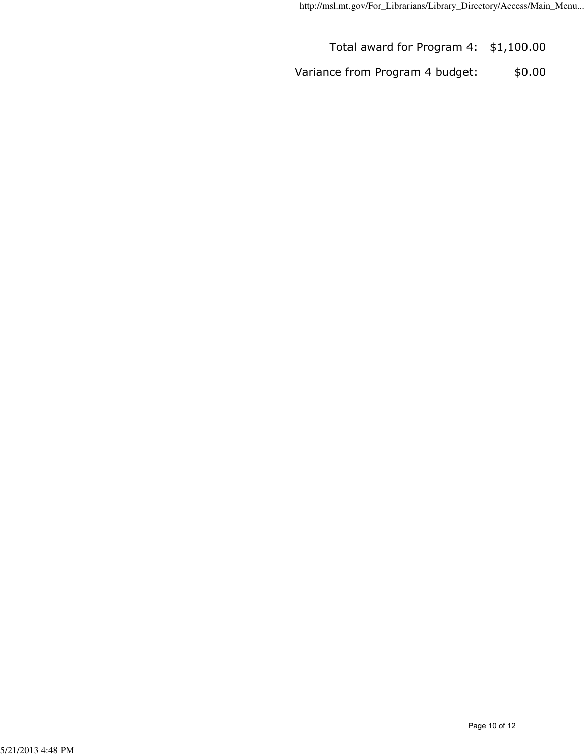| | |
|---|---|
| Total award for Program 4: | $1,100.00 |
| Variance from Program 4 budget: | $0.00 |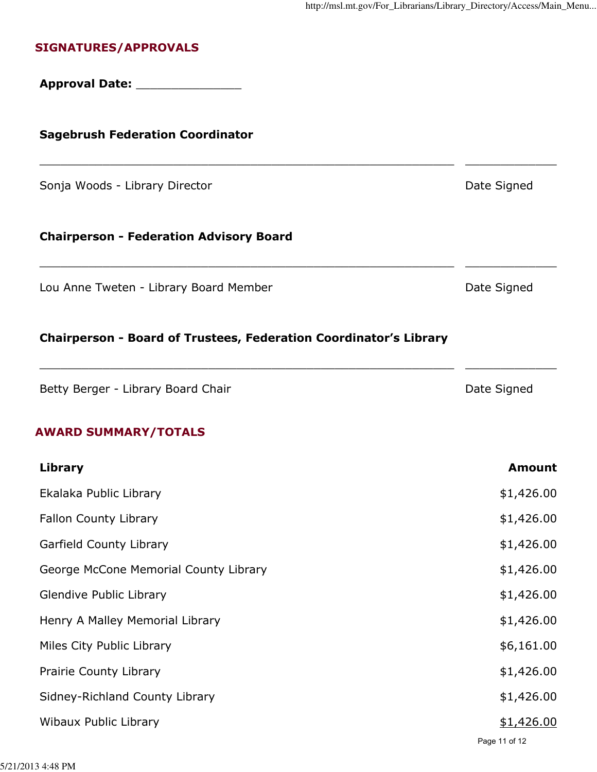## SIGNATURES/APPROVALS

**Approval Date:** _______________

**Sagebrush Federation Coordinator**

_______________________________________________________ ____________

Sonja Woods - Library Director Date Signed

**Chairperson - Federation Advisory Board**

_______________________________________________________ ____________

Lou Anne Tweten - Library Board Member Date Signed

**Chairperson - Board of Trustees, Federation Coordinator's Library**

_______________________________________________________ ____________

Betty Berger - Library Board Chair Date Signed

## AWARD SUMMARY/TOTALS

| Library | Amount |
|---|---:|
| Ekalaka Public Library | $1,426.00 |
| Fallon County Library | $1,426.00 |
| Garfield County Library | $1,426.00 |
| George McCone Memorial County Library | $1,426.00 |
| Glendive Public Library | $1,426.00 |
| Henry A Malley Memorial Library | $1,426.00 |
| Miles City Public Library | $6,161.00 |
| Prairie County Library | $1,426.00 |
| Sidney-Richland County Library | $1,426.00 |
| Wibaux Public Library | $1,426.00 |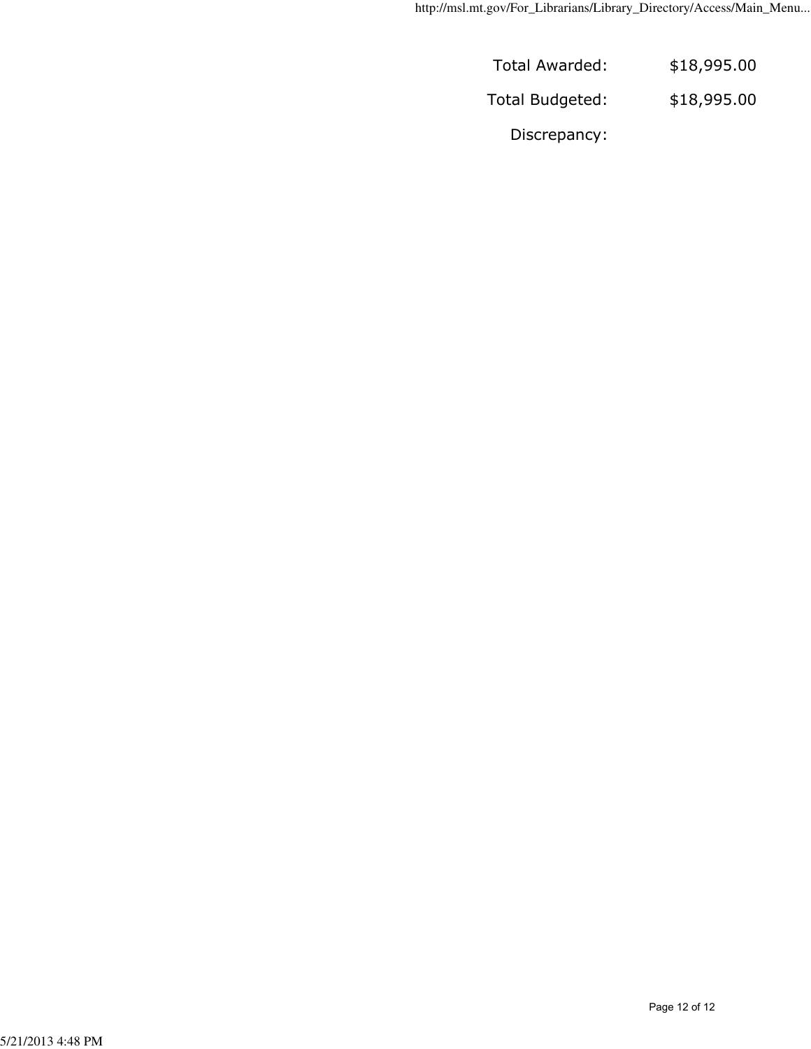| | |
|---|---|
| Total Awarded: | $18,995.00 |
| Total Budgeted: | $18,995.00 |
| Discrepancy: | |